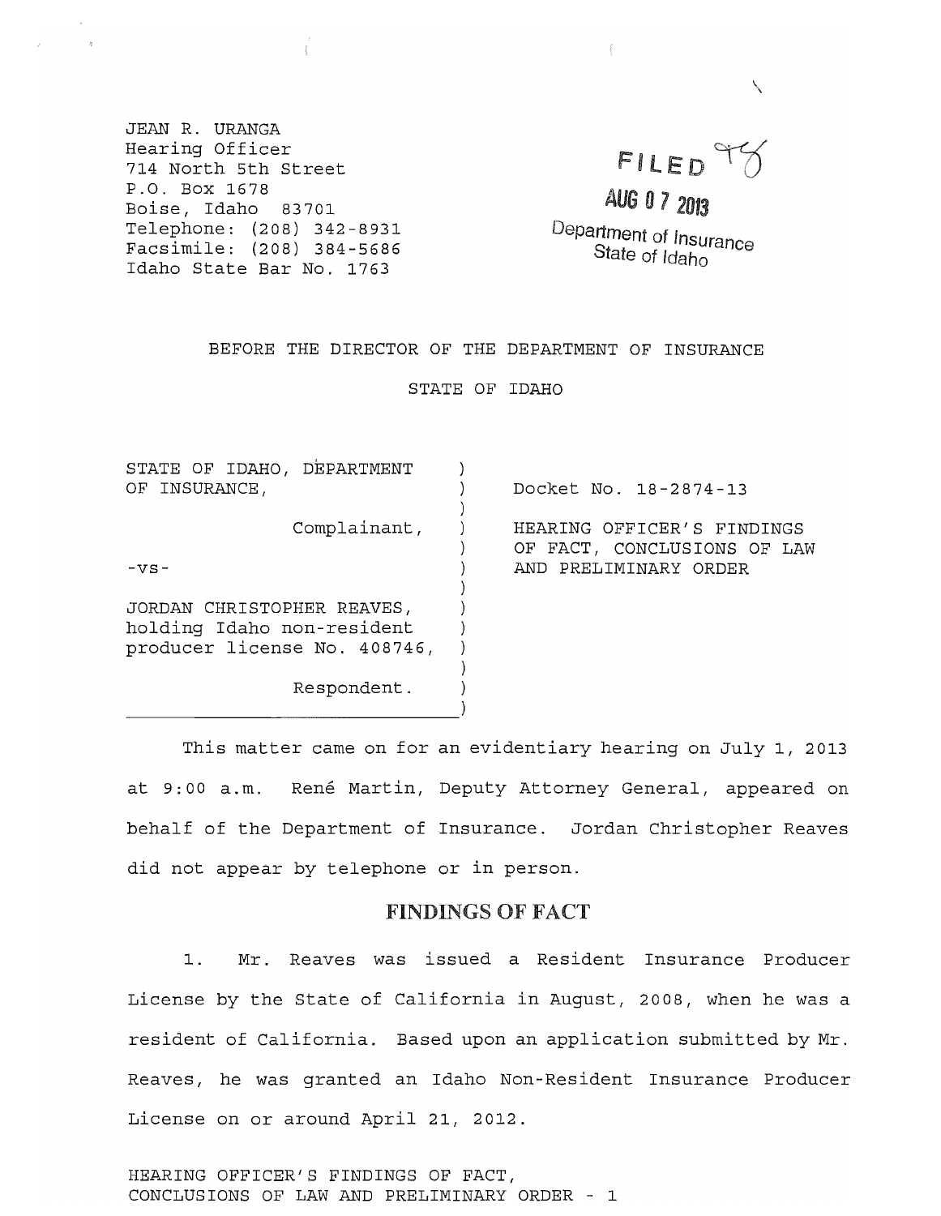JEAN R. URANGA
Hearing Officer
714 North 5th Street
P.O. Box 1678
Boise, Idaho 83701
Telephone: (208) 342-8931
Facsimile: (208) 384-5686
Idaho State Bar No. 1763

FILED
AUG 07 2013
Department of Insurance
State of Idaho

BEFORE THE DIRECTOR OF THE DEPARTMENT OF INSURANCE

STATE OF IDAHO

STATE OF IDAHO, DEPARTMENT OF INSURANCE,

Complainant,

-vs-

JORDAN CHRISTOPHER REAVES, holding Idaho non-resident producer license No. 408746,

Respondent.

Docket No. 18-2874-13

HEARING OFFICER'S FINDINGS OF FACT, CONCLUSIONS OF LAW AND PRELIMINARY ORDER

This matter came on for an evidentiary hearing on July 1, 2013 at 9:00 a.m. René Martin, Deputy Attorney General, appeared on behalf of the Department of Insurance. Jordan Christopher Reaves did not appear by telephone or in person.

## FINDINGS OF FACT

1. Mr. Reaves was issued a Resident Insurance Producer License by the State of California in August, 2008, when he was a resident of California. Based upon an application submitted by Mr. Reaves, he was granted an Idaho Non-Resident Insurance Producer License on or around April 21, 2012.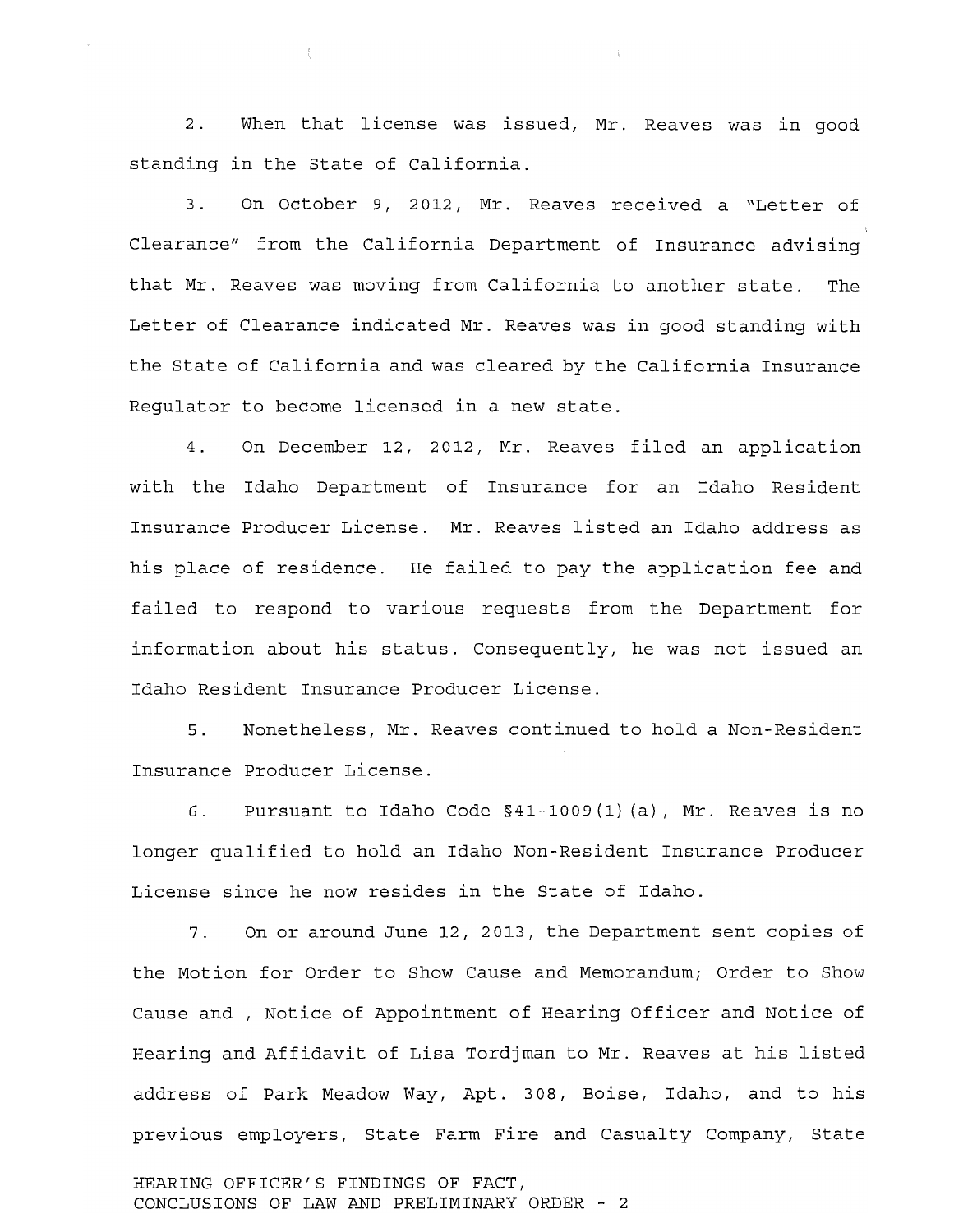2. When that license was issued, Mr. Reaves was in good standing in the State of California.

3. On October 9, 2012, Mr. Reaves received a "Letter of Clearance" from the California Department of Insurance advising that Mr. Reaves was moving from California to another state. The Letter of Clearance indicated Mr. Reaves was in good standing with the State of California and was cleared by the California Insurance Regulator to become licensed in a new state.

4. On December 12, 2012, Mr. Reaves filed an application with the Idaho Department of Insurance for an Idaho Resident Insurance Producer License. Mr. Reaves listed an Idaho address as his place of residence. He failed to pay the application fee and failed to respond to various requests from the Department for information about his status. Consequently, he was not issued an Idaho Resident Insurance Producer License.

5. Nonetheless, Mr. Reaves continued to hold a Non-Resident Insurance Producer License.

6. Pursuant to Idaho Code §41-1009(1)(a), Mr. Reaves is no longer qualified to hold an Idaho Non-Resident Insurance Producer License since he now resides in the State of Idaho.

7. On or around June 12, 2013, the Department sent copies of the Motion for Order to Show Cause and Memorandum; Order to Show Cause and , Notice of Appointment of Hearing Officer and Notice of Hearing and Affidavit of Lisa Tordjman to Mr. Reaves at his listed address of Park Meadow Way, Apt. 308, Boise, Idaho, and to his previous employers, State Farm Fire and Casualty Company, State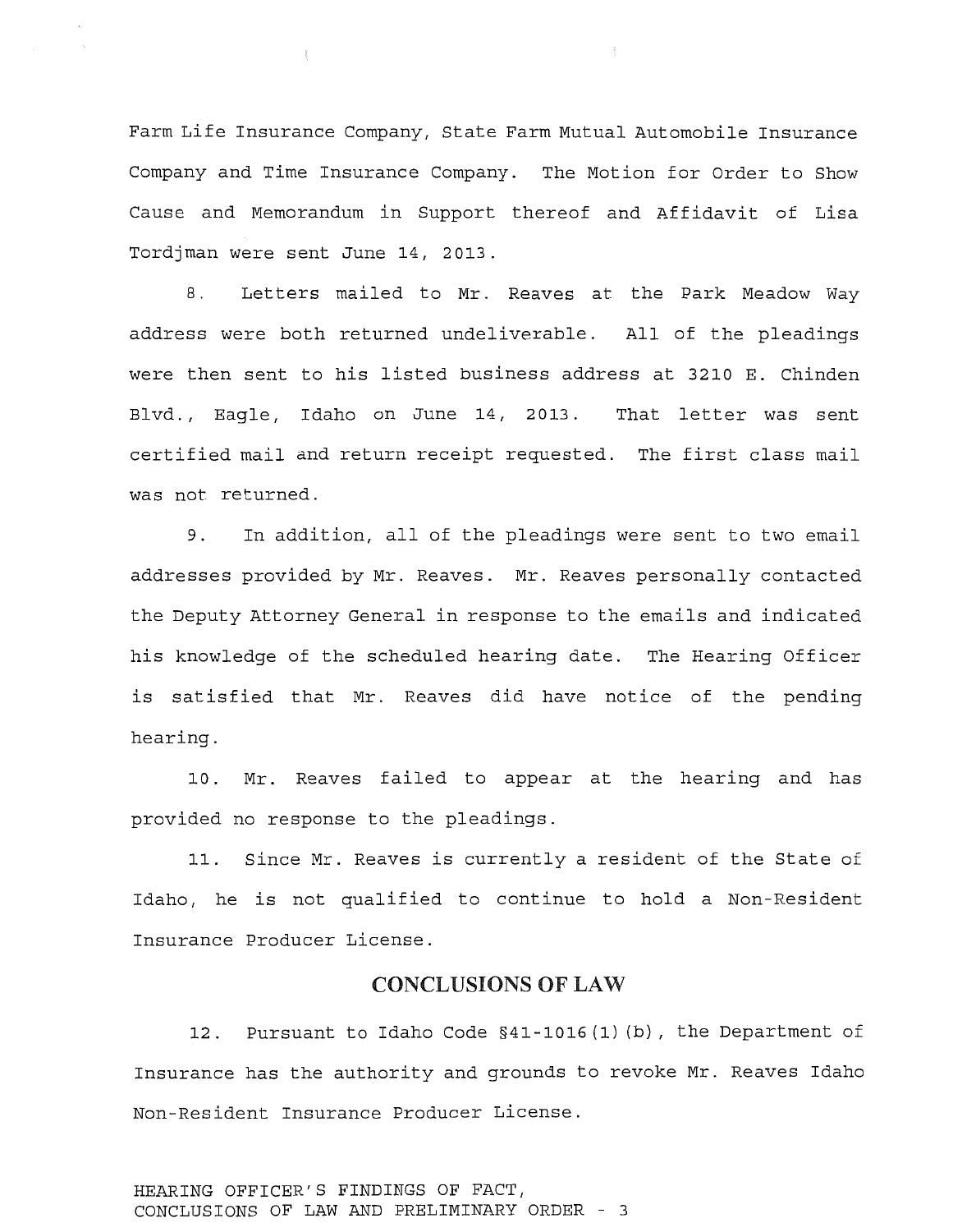Farm Life Insurance Company, State Farm Mutual Automobile Insurance Company and Time Insurance Company. The Motion for Order to Show Cause and Memorandum in Support thereof and Affidavit of Lisa Tordjman were sent June 14, 2013.

8. Letters mailed to Mr. Reaves at the Park Meadow Way address were both returned undeliverable. All of the pleadings were then sent to his listed business address at 3210 E. Chinden Blvd., Eagle, Idaho on June 14, 2013. That letter was sent certified mail and return receipt requested. The first class mail was not returned.

9. In addition, all of the pleadings were sent to two email addresses provided by Mr. Reaves. Mr. Reaves personally contacted the Deputy Attorney General in response to the emails and indicated his knowledge of the scheduled hearing date. The Hearing Officer is satisfied that Mr. Reaves did have notice of the pending hearing.

10. Mr. Reaves failed to appear at the hearing and has provided no response to the pleadings.

11. Since Mr. Reaves is currently a resident of the State of Idaho, he is not qualified to continue to hold a Non-Resident Insurance Producer License.

## CONCLUSIONS OF LAW

12. Pursuant to Idaho Code §41-1016(1)(b), the Department of Insurance has the authority and grounds to revoke Mr. Reaves Idaho Non-Resident Insurance Producer License.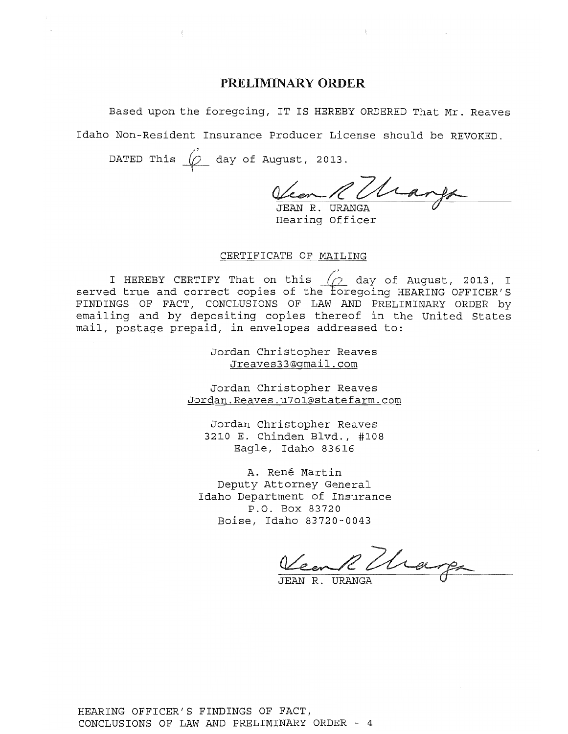## PRELIMINARY ORDER

Based upon the foregoing, IT IS HEREBY ORDERED That Mr. Reaves Idaho Non-Resident Insurance Producer License should be REVOKED.

DATED This 6 day of August, 2013.

JEAN R. URANGA
Hearing Officer

CERTIFICATE OF MAILING

I HEREBY CERTIFY That on this 6 day of August, 2013, I served true and correct copies of the foregoing HEARING OFFICER'S FINDINGS OF FACT, CONCLUSIONS OF LAW AND PRELIMINARY ORDER by emailing and by depositing copies thereof in the United States mail, postage prepaid, in envelopes addressed to:

Jordan Christopher Reaves
Jreaves33@gmail.com

Jordan Christopher Reaves
Jordan.Reaves.u7o1@statefarm.com

Jordan Christopher Reaves
3210 E. Chinden Blvd., #108
Eagle, Idaho 83616

A. René Martin
Deputy Attorney General
Idaho Department of Insurance
P.O. Box 83720
Boise, Idaho 83720-0043

JEAN R. URANGA

HEARING OFFICER'S FINDINGS OF FACT, CONCLUSIONS OF LAW AND PRELIMINARY ORDER - 4